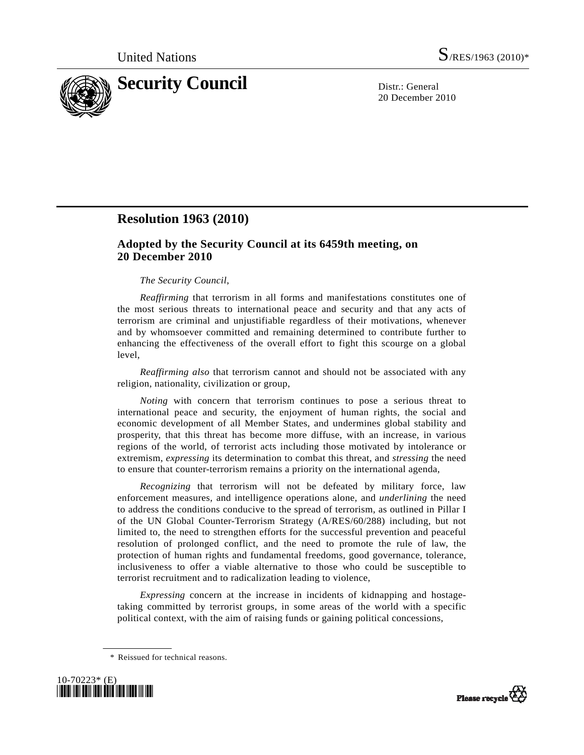United Nations S/RES/1963 (2010)*

**Security Council**

Distr.: General
20 December 2010

# Resolution 1963 (2010)

## Adopted by the Security Council at its 6459th meeting, on 20 December 2010

*The Security Council*,

*Reaffirming* that terrorism in all forms and manifestations constitutes one of the most serious threats to international peace and security and that any acts of terrorism are criminal and unjustifiable regardless of their motivations, whenever and by whomsoever committed and remaining determined to contribute further to enhancing the effectiveness of the overall effort to fight this scourge on a global level,

*Reaffirming also* that terrorism cannot and should not be associated with any religion, nationality, civilization or group,

*Noting* with concern that terrorism continues to pose a serious threat to international peace and security, the enjoyment of human rights, the social and economic development of all Member States, and undermines global stability and prosperity, that this threat has become more diffuse, with an increase, in various regions of the world, of terrorist acts including those motivated by intolerance or extremism, *expressing* its determination to combat this threat, and *stressing* the need to ensure that counter-terrorism remains a priority on the international agenda,

*Recognizing* that terrorism will not be defeated by military force, law enforcement measures, and intelligence operations alone, and *underlining* the need to address the conditions conducive to the spread of terrorism, as outlined in Pillar I of the UN Global Counter-Terrorism Strategy (A/RES/60/288) including, but not limited to, the need to strengthen efforts for the successful prevention and peaceful resolution of prolonged conflict, and the need to promote the rule of law, the protection of human rights and fundamental freedoms, good governance, tolerance, inclusiveness to offer a viable alternative to those who could be susceptible to terrorist recruitment and to radicalization leading to violence,

*Expressing* concern at the increase in incidents of kidnapping and hostage-taking committed by terrorist groups, in some areas of the world with a specific political context, with the aim of raising funds or gaining political concessions,

\* Reissued for technical reasons.

10-70223* (E)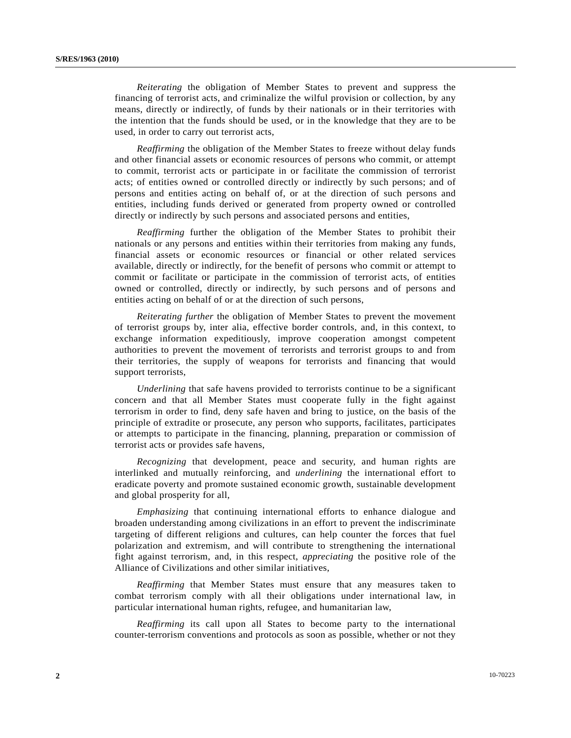*Reiterating* the obligation of Member States to prevent and suppress the financing of terrorist acts, and criminalize the wilful provision or collection, by any means, directly or indirectly, of funds by their nationals or in their territories with the intention that the funds should be used, or in the knowledge that they are to be used, in order to carry out terrorist acts,

*Reaffirming* the obligation of the Member States to freeze without delay funds and other financial assets or economic resources of persons who commit, or attempt to commit, terrorist acts or participate in or facilitate the commission of terrorist acts; of entities owned or controlled directly or indirectly by such persons; and of persons and entities acting on behalf of, or at the direction of such persons and entities, including funds derived or generated from property owned or controlled directly or indirectly by such persons and associated persons and entities,

*Reaffirming* further the obligation of the Member States to prohibit their nationals or any persons and entities within their territories from making any funds, financial assets or economic resources or financial or other related services available, directly or indirectly, for the benefit of persons who commit or attempt to commit or facilitate or participate in the commission of terrorist acts, of entities owned or controlled, directly or indirectly, by such persons and of persons and entities acting on behalf of or at the direction of such persons,

*Reiterating further* the obligation of Member States to prevent the movement of terrorist groups by, inter alia, effective border controls, and, in this context, to exchange information expeditiously, improve cooperation amongst competent authorities to prevent the movement of terrorists and terrorist groups to and from their territories, the supply of weapons for terrorists and financing that would support terrorists,

*Underlining* that safe havens provided to terrorists continue to be a significant concern and that all Member States must cooperate fully in the fight against terrorism in order to find, deny safe haven and bring to justice, on the basis of the principle of extradite or prosecute, any person who supports, facilitates, participates or attempts to participate in the financing, planning, preparation or commission of terrorist acts or provides safe havens,

*Recognizing* that development, peace and security, and human rights are interlinked and mutually reinforcing, and *underlining* the international effort to eradicate poverty and promote sustained economic growth, sustainable development and global prosperity for all,

*Emphasizing* that continuing international efforts to enhance dialogue and broaden understanding among civilizations in an effort to prevent the indiscriminate targeting of different religions and cultures, can help counter the forces that fuel polarization and extremism, and will contribute to strengthening the international fight against terrorism, and, in this respect, *appreciating* the positive role of the Alliance of Civilizations and other similar initiatives,

*Reaffirming* that Member States must ensure that any measures taken to combat terrorism comply with all their obligations under international law, in particular international human rights, refugee, and humanitarian law,

*Reaffirming* its call upon all States to become party to the international counter-terrorism conventions and protocols as soon as possible, whether or not they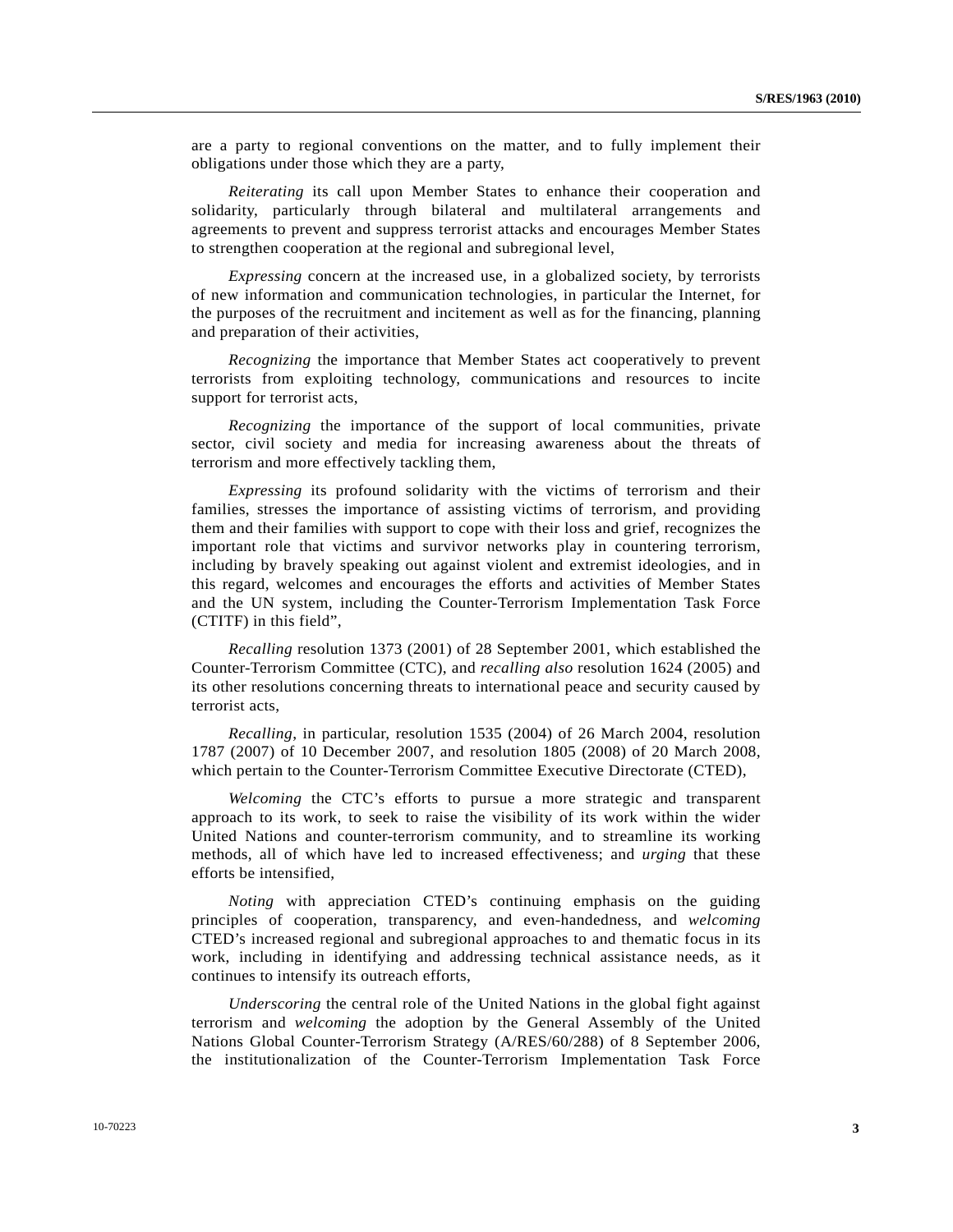are a party to regional conventions on the matter, and to fully implement their obligations under those which they are a party,

*Reiterating* its call upon Member States to enhance their cooperation and solidarity, particularly through bilateral and multilateral arrangements and agreements to prevent and suppress terrorist attacks and encourages Member States to strengthen cooperation at the regional and subregional level,

*Expressing* concern at the increased use, in a globalized society, by terrorists of new information and communication technologies, in particular the Internet, for the purposes of the recruitment and incitement as well as for the financing, planning and preparation of their activities,

*Recognizing* the importance that Member States act cooperatively to prevent terrorists from exploiting technology, communications and resources to incite support for terrorist acts,

*Recognizing* the importance of the support of local communities, private sector, civil society and media for increasing awareness about the threats of terrorism and more effectively tackling them,

*Expressing* its profound solidarity with the victims of terrorism and their families, stresses the importance of assisting victims of terrorism, and providing them and their families with support to cope with their loss and grief, recognizes the important role that victims and survivor networks play in countering terrorism, including by bravely speaking out against violent and extremist ideologies, and in this regard, welcomes and encourages the efforts and activities of Member States and the UN system, including the Counter-Terrorism Implementation Task Force (CTITF) in this field",

*Recalling* resolution 1373 (2001) of 28 September 2001, which established the Counter-Terrorism Committee (CTC), and *recalling also* resolution 1624 (2005) and its other resolutions concerning threats to international peace and security caused by terrorist acts,

*Recalling*, in particular, resolution 1535 (2004) of 26 March 2004, resolution 1787 (2007) of 10 December 2007, and resolution 1805 (2008) of 20 March 2008, which pertain to the Counter-Terrorism Committee Executive Directorate (CTED),

*Welcoming* the CTC's efforts to pursue a more strategic and transparent approach to its work, to seek to raise the visibility of its work within the wider United Nations and counter-terrorism community, and to streamline its working methods, all of which have led to increased effectiveness; and *urging* that these efforts be intensified,

*Noting* with appreciation CTED's continuing emphasis on the guiding principles of cooperation, transparency, and even-handedness, and *welcoming* CTED's increased regional and subregional approaches to and thematic focus in its work, including in identifying and addressing technical assistance needs, as it continues to intensify its outreach efforts,

*Underscoring* the central role of the United Nations in the global fight against terrorism and *welcoming* the adoption by the General Assembly of the United Nations Global Counter-Terrorism Strategy (A/RES/60/288) of 8 September 2006, the institutionalization of the Counter-Terrorism Implementation Task Force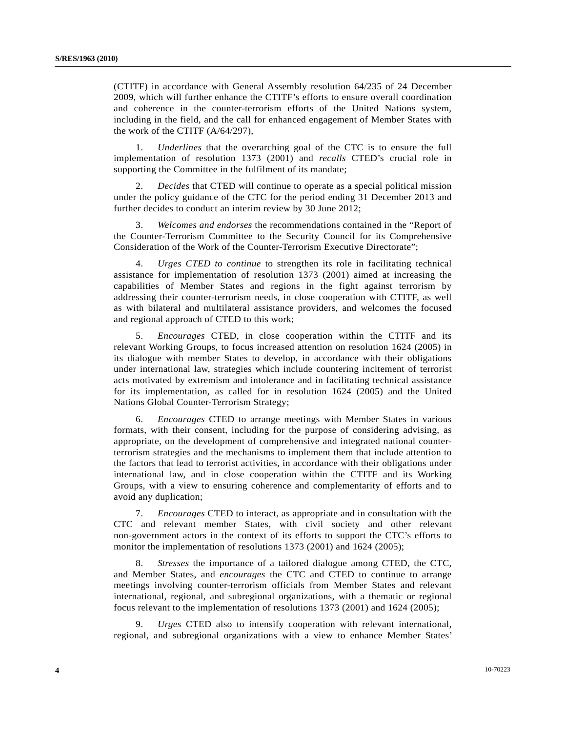(CTITF) in accordance with General Assembly resolution 64/235 of 24 December 2009, which will further enhance the CTITF's efforts to ensure overall coordination and coherence in the counter-terrorism efforts of the United Nations system, including in the field, and the call for enhanced engagement of Member States with the work of the CTITF (A/64/297),

1. *Underlines* that the overarching goal of the CTC is to ensure the full implementation of resolution 1373 (2001) and *recalls* CTED's crucial role in supporting the Committee in the fulfilment of its mandate;

2. *Decides* that CTED will continue to operate as a special political mission under the policy guidance of the CTC for the period ending 31 December 2013 and further decides to conduct an interim review by 30 June 2012;

3. *Welcomes and endorses* the recommendations contained in the "Report of the Counter-Terrorism Committee to the Security Council for its Comprehensive Consideration of the Work of the Counter-Terrorism Executive Directorate";

4. *Urges CTED to continue* to strengthen its role in facilitating technical assistance for implementation of resolution 1373 (2001) aimed at increasing the capabilities of Member States and regions in the fight against terrorism by addressing their counter-terrorism needs, in close cooperation with CTITF, as well as with bilateral and multilateral assistance providers, and welcomes the focused and regional approach of CTED to this work;

5. *Encourages* CTED, in close cooperation within the CTITF and its relevant Working Groups, to focus increased attention on resolution 1624 (2005) in its dialogue with member States to develop, in accordance with their obligations under international law, strategies which include countering incitement of terrorist acts motivated by extremism and intolerance and in facilitating technical assistance for its implementation, as called for in resolution 1624 (2005) and the United Nations Global Counter-Terrorism Strategy;

6. *Encourages* CTED to arrange meetings with Member States in various formats, with their consent, including for the purpose of considering advising, as appropriate, on the development of comprehensive and integrated national counter-terrorism strategies and the mechanisms to implement them that include attention to the factors that lead to terrorist activities, in accordance with their obligations under international law, and in close cooperation within the CTITF and its Working Groups, with a view to ensuring coherence and complementarity of efforts and to avoid any duplication;

7. *Encourages* CTED to interact, as appropriate and in consultation with the CTC and relevant member States, with civil society and other relevant non-government actors in the context of its efforts to support the CTC's efforts to monitor the implementation of resolutions 1373 (2001) and 1624 (2005);

8. *Stresses* the importance of a tailored dialogue among CTED, the CTC, and Member States, and *encourages* the CTC and CTED to continue to arrange meetings involving counter-terrorism officials from Member States and relevant international, regional, and subregional organizations, with a thematic or regional focus relevant to the implementation of resolutions 1373 (2001) and 1624 (2005);

9. *Urges* CTED also to intensify cooperation with relevant international, regional, and subregional organizations with a view to enhance Member States'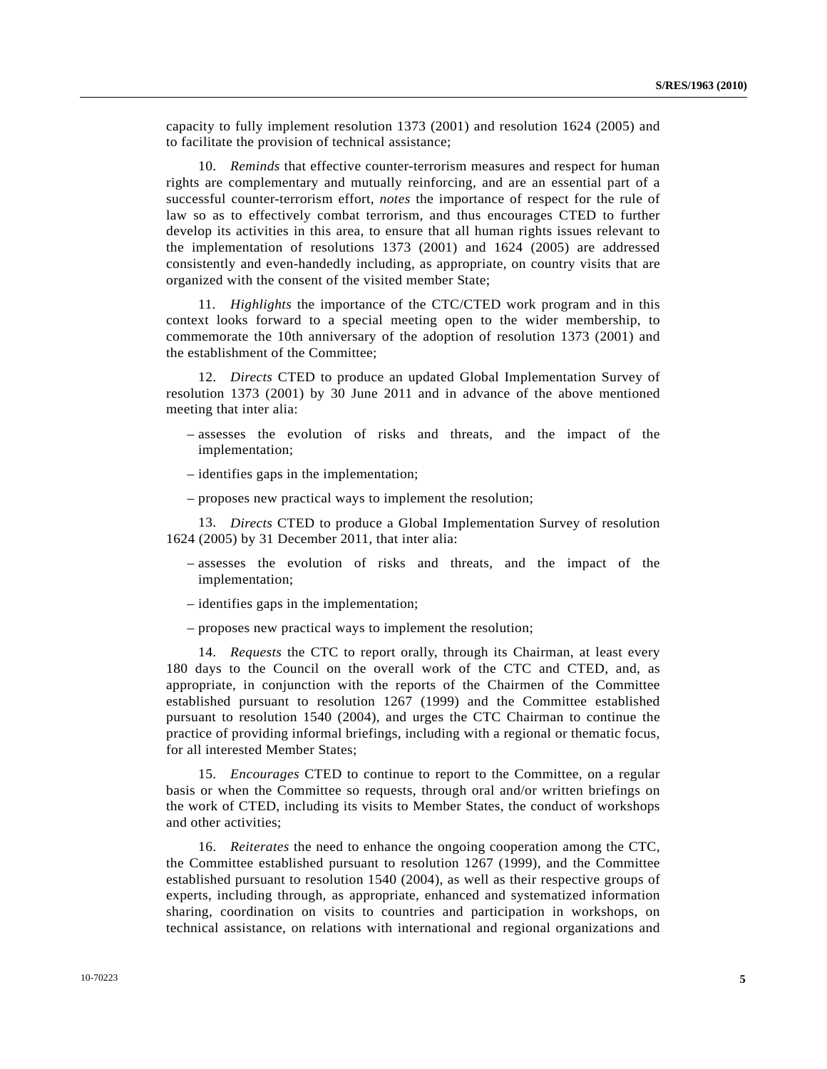capacity to fully implement resolution 1373 (2001) and resolution 1624 (2005) and to facilitate the provision of technical assistance;

10. *Reminds* that effective counter-terrorism measures and respect for human rights are complementary and mutually reinforcing, and are an essential part of a successful counter-terrorism effort, *notes* the importance of respect for the rule of law so as to effectively combat terrorism, and thus encourages CTED to further develop its activities in this area, to ensure that all human rights issues relevant to the implementation of resolutions 1373 (2001) and 1624 (2005) are addressed consistently and even-handedly including, as appropriate, on country visits that are organized with the consent of the visited member State;

11. *Highlights* the importance of the CTC/CTED work program and in this context looks forward to a special meeting open to the wider membership, to commemorate the 10th anniversary of the adoption of resolution 1373 (2001) and the establishment of the Committee;

12. *Directs* CTED to produce an updated Global Implementation Survey of resolution 1373 (2001) by 30 June 2011 and in advance of the above mentioned meeting that inter alia:

– assesses the evolution of risks and threats, and the impact of the implementation;

– identifies gaps in the implementation;

– proposes new practical ways to implement the resolution;

13. *Directs* CTED to produce a Global Implementation Survey of resolution 1624 (2005) by 31 December 2011, that inter alia:

– assesses the evolution of risks and threats, and the impact of the implementation;

– identifies gaps in the implementation;

– proposes new practical ways to implement the resolution;

14. *Requests* the CTC to report orally, through its Chairman, at least every 180 days to the Council on the overall work of the CTC and CTED, and, as appropriate, in conjunction with the reports of the Chairmen of the Committee established pursuant to resolution 1267 (1999) and the Committee established pursuant to resolution 1540 (2004), and urges the CTC Chairman to continue the practice of providing informal briefings, including with a regional or thematic focus, for all interested Member States;

15. *Encourages* CTED to continue to report to the Committee, on a regular basis or when the Committee so requests, through oral and/or written briefings on the work of CTED, including its visits to Member States, the conduct of workshops and other activities;

16. *Reiterates* the need to enhance the ongoing cooperation among the CTC, the Committee established pursuant to resolution 1267 (1999), and the Committee established pursuant to resolution 1540 (2004), as well as their respective groups of experts, including through, as appropriate, enhanced and systematized information sharing, coordination on visits to countries and participation in workshops, on technical assistance, on relations with international and regional organizations and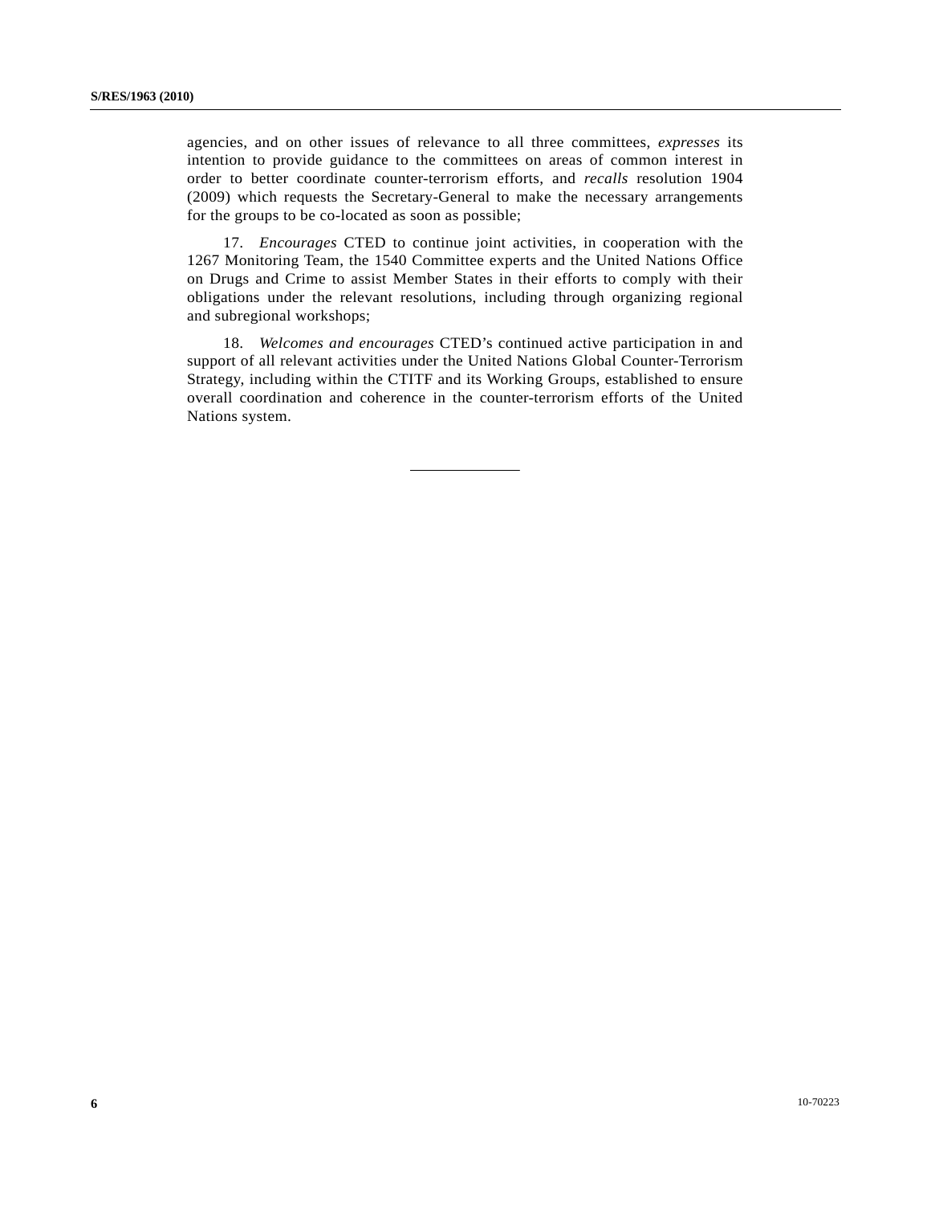agencies, and on other issues of relevance to all three committees, *expresses* its intention to provide guidance to the committees on areas of common interest in order to better coordinate counter-terrorism efforts, and *recalls* resolution 1904 (2009) which requests the Secretary-General to make the necessary arrangements for the groups to be co-located as soon as possible;

17. *Encourages* CTED to continue joint activities, in cooperation with the 1267 Monitoring Team, the 1540 Committee experts and the United Nations Office on Drugs and Crime to assist Member States in their efforts to comply with their obligations under the relevant resolutions, including through organizing regional and subregional workshops;

18. *Welcomes and encourages* CTED's continued active participation in and support of all relevant activities under the United Nations Global Counter-Terrorism Strategy, including within the CTITF and its Working Groups, established to ensure overall coordination and coherence in the counter-terrorism efforts of the United Nations system.